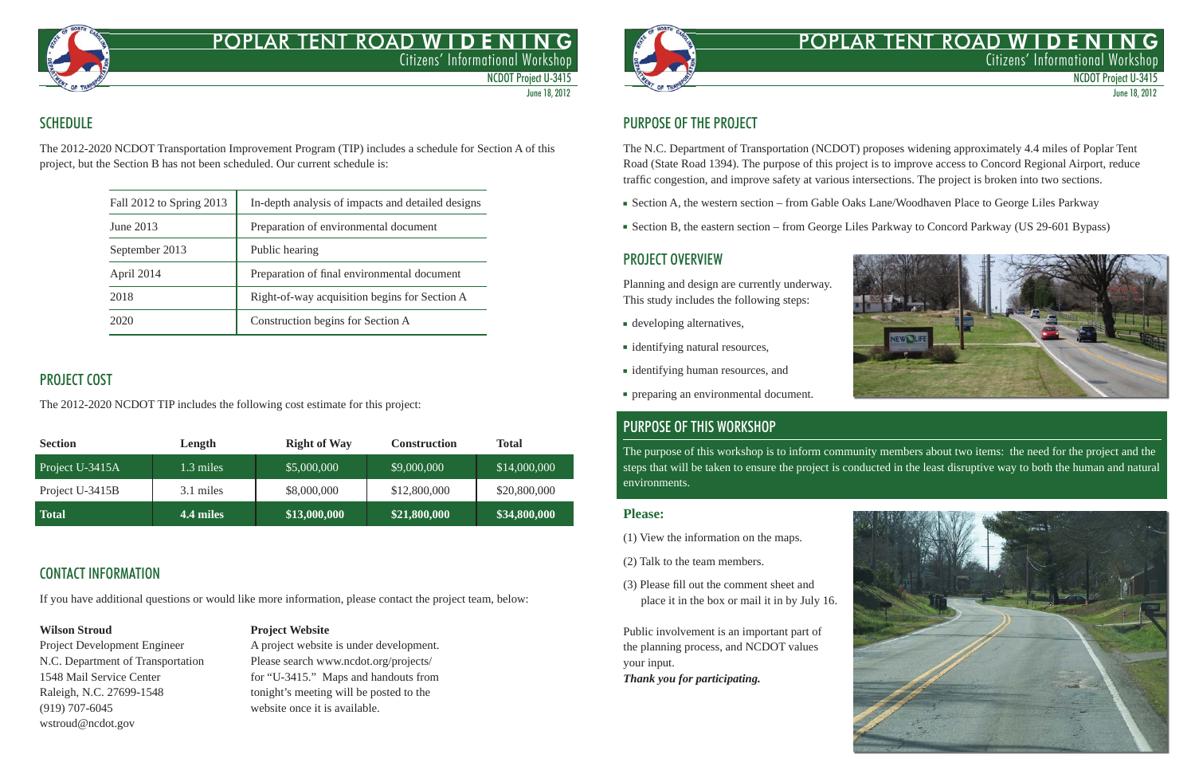# POPLAR TENT ROAD WIDENING

Citizens' Informational Workshop

NCDOT Project U-3415

June 18, 2012

## SCHEDULE

The 2012-2020 NCDOT Transportation Improvement Program (TIP) includes a schedule for Section A of this project, but the Section B has not been scheduled. Our current schedule is:

| | |
|---|---|
| Fall 2012 to Spring 2013 | In-depth analysis of impacts and detailed designs |
| June 2013 | Preparation of environmental document |
| September 2013 | Public hearing |
| April 2014 | Preparation of final environmental document |
| 2018 | Right-of-way acquisition begins for Section A |
| 2020 | Construction begins for Section A |

## PROJECT COST

The 2012-2020 NCDOT TIP includes the following cost estimate for this project:

| Section | Length | Right of Way | Construction | Total |
|---|---|---|---|---|
| Project U-3415A | 1.3 miles | $5,000,000 | $9,000,000 | $14,000,000 |
| Project U-3415B | 3.1 miles | $8,000,000 | $12,800,000 | $20,800,000 |
| **Total** | **4.4 miles** | **$13,000,000** | **$21,800,000** | **$34,800,000** |

## CONTACT INFORMATION

If you have additional questions or would like more information, please contact the project team, below:

**Wilson Stroud**
Project Development Engineer
N.C. Department of Transportation
1548 Mail Service Center
Raleigh, N.C. 27699-1548
(919) 707-6045
wstroud@ncdot.gov

**Project Website**
A project website is under development. Please search www.ncdot.org/projects/ for "U-3415." Maps and handouts from tonight's meeting will be posted to the website once it is available.

## PURPOSE OF THE PROJECT

The N.C. Department of Transportation (NCDOT) proposes widening approximately 4.4 miles of Poplar Tent Road (State Road 1394). The purpose of this project is to improve access to Concord Regional Airport, reduce traffic congestion, and improve safety at various intersections. The project is broken into two sections.

- Section A, the western section – from Gable Oaks Lane/Woodhaven Place to George Liles Parkway
- Section B, the eastern section – from George Liles Parkway to Concord Parkway (US 29-601 Bypass)

## PROJECT OVERVIEW

Planning and design are currently underway. This study includes the following steps:

- developing alternatives,
- identifying natural resources,
- identifying human resources, and
- preparing an environmental document.

## PURPOSE OF THIS WORKSHOP

The purpose of this workshop is to inform community members about two items: the need for the project and the steps that will be taken to ensure the project is conducted in the least disruptive way to both the human and natural environments.

### Please:

(1) View the information on the maps.

(2) Talk to the team members.

(3) Please fill out the comment sheet and place it in the box or mail it in by July 16.

Public involvement is an important part of the planning process, and NCDOT values your input.

***Thank you for participating.***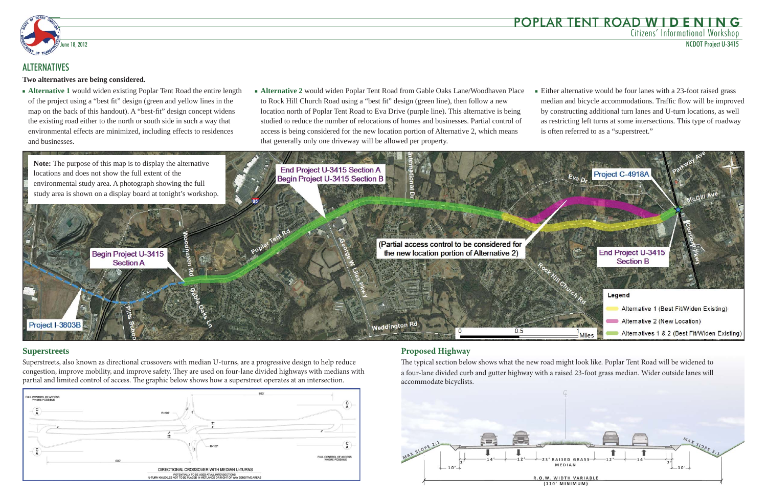# ALTERNATIVES

**Two alternatives are being considered.**

- **Alternative 1** would widen existing Poplar Tent Road the entire length of the project using a "best fit" design (green and yellow lines in the map on the back of this handout). A "best-fit" design concept widens the existing road either to the north or south side in such a way that environmental effects are minimized, including effects to residences and businesses.
- **Alternative 2** would widen Poplar Tent Road from Gable Oaks Lane/Woodhaven Place to Rock Hill Church Road using a "best fit" design (green line), then follow a new location north of Poplar Tent Road to Eva Drive (purple line). This alternative is being studied to reduce the number of relocations of homes and businesses. Partial control of access is being considered for the new location portion of Alternative 2, which means that generally only one driveway will be allowed per property.
- Either alternative would be four lanes with a 23-foot raised grass median and bicycle accommodations. Traffic flow will be improved by constructing additional turn lanes and U-turn locations, as well as restricting left turns at some intersections. This type of roadway is often referred to as a "superstreet."

**Note:** The purpose of this map is to display the alternative locations and does not show the full extent of the environmental study area. A photograph showing the full study area is shown on a display board at tonight's workshop.

End Project U-3415 Section A
Begin Project U-3415 Section B

Begin Project U-3415 Section A

Project I-3803B

Project C-4918A

End Project U-3415 Section B

(Partial access control to be considered for the new location portion of Alternative 2)

Legend
Alternative 1 (Best Fit/Widen Existing)
Alternative 2 (New Location)
Alternatives 1 & 2 (Best Fit/Widen Existing)

0 0.5 1 Miles

## Superstreets

Superstreets, also known as directional crossovers with median U-turns, are a progressive design to help reduce congestion, improve mobility, and improve safety. They are used on four-lane divided highways with medians with partial and limited control of access. The graphic below shows how a superstreet operates at an intersection.

FULL CONTROL OF ACCESS WHERE POSSIBLE

DIRECTIONAL CROSSOVER WITH MEDIAN U-TURNS
POTENTIALLY TO BE USED AT ALL INTERSECTIONS
U-TURN KNUCKLES NOT TO BE PLACED IN WETLANDS OR RIGHT OF WAY SENSITIVE AREAS

## Proposed Highway

The typical section below shows what the new road might look like. Poplar Tent Road will be widened to a four-lane divided curb and gutter highway with a raised 23-foot grass median. Wider outside lanes will accommodate bicyclists.

MAX SLOPE 2:1
23' RAISED GRASS MEDIAN
R.O.W. WIDTH VARIABLE (110' MINIMUM)